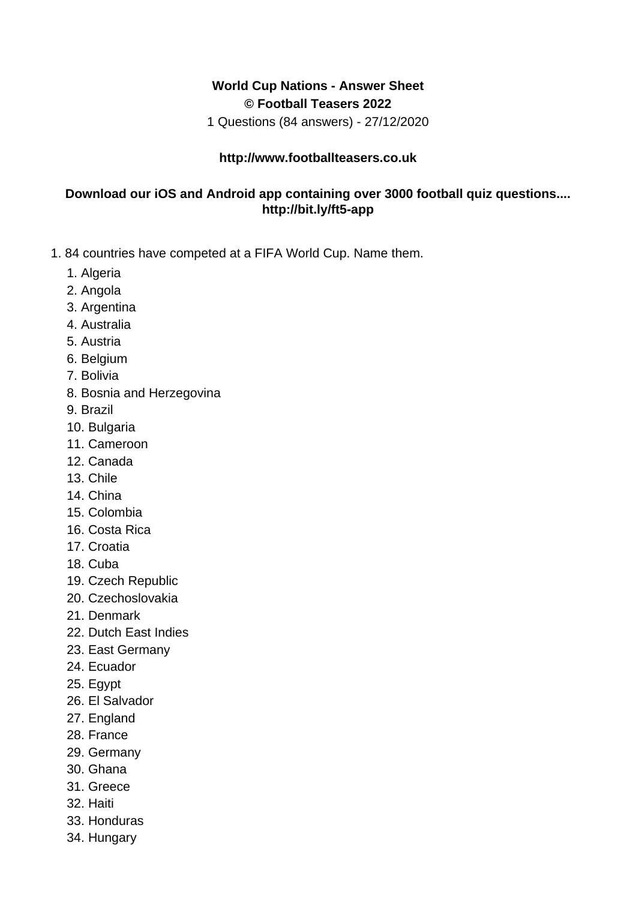**World Cup Nations - Answer Sheet**

**© Football Teasers 2022**

1 Questions (84 answers) - 27/12/2020

**http://www.footballteasers.co.uk**

**Download our iOS and Android app containing over 3000 football quiz questions.... http://bit.ly/ft5-app**

1. 84 countries have competed at a FIFA World Cup. Name them.
    1. Algeria
    2. Angola
    3. Argentina
    4. Australia
    5. Austria
    6. Belgium
    7. Bolivia
    8. Bosnia and Herzegovina
    9. Brazil
    10. Bulgaria
    11. Cameroon
    12. Canada
    13. Chile
    14. China
    15. Colombia
    16. Costa Rica
    17. Croatia
    18. Cuba
    19. Czech Republic
    20. Czechoslovakia
    21. Denmark
    22. Dutch East Indies
    23. East Germany
    24. Ecuador
    25. Egypt
    26. El Salvador
    27. England
    28. France
    29. Germany
    30. Ghana
    31. Greece
    32. Haiti
    33. Honduras
    34. Hungary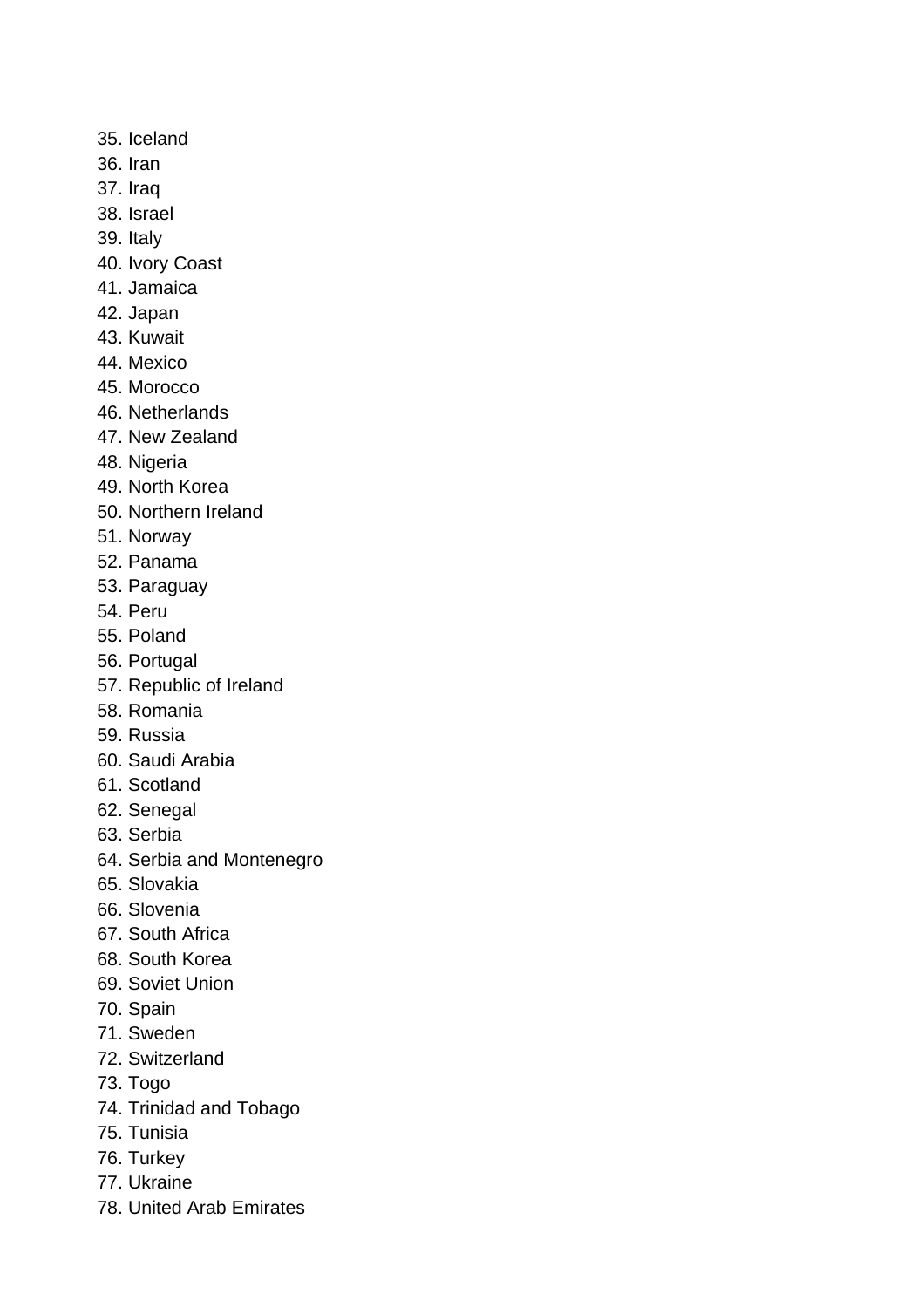35. Iceland
36. Iran
37. Iraq
38. Israel
39. Italy
40. Ivory Coast
41. Jamaica
42. Japan
43. Kuwait
44. Mexico
45. Morocco
46. Netherlands
47. New Zealand
48. Nigeria
49. North Korea
50. Northern Ireland
51. Norway
52. Panama
53. Paraguay
54. Peru
55. Poland
56. Portugal
57. Republic of Ireland
58. Romania
59. Russia
60. Saudi Arabia
61. Scotland
62. Senegal
63. Serbia
64. Serbia and Montenegro
65. Slovakia
66. Slovenia
67. South Africa
68. South Korea
69. Soviet Union
70. Spain
71. Sweden
72. Switzerland
73. Togo
74. Trinidad and Tobago
75. Tunisia
76. Turkey
77. Ukraine
78. United Arab Emirates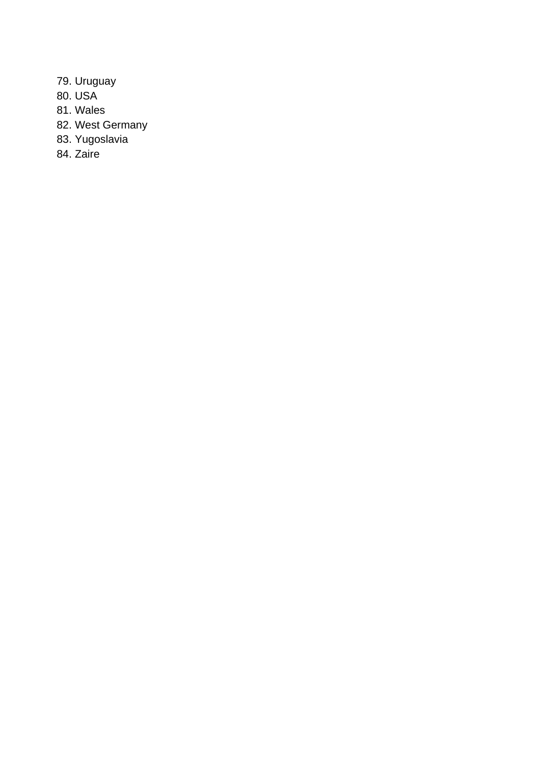79. Uruguay
80. USA
81. Wales
82. West Germany
83. Yugoslavia
84. Zaire